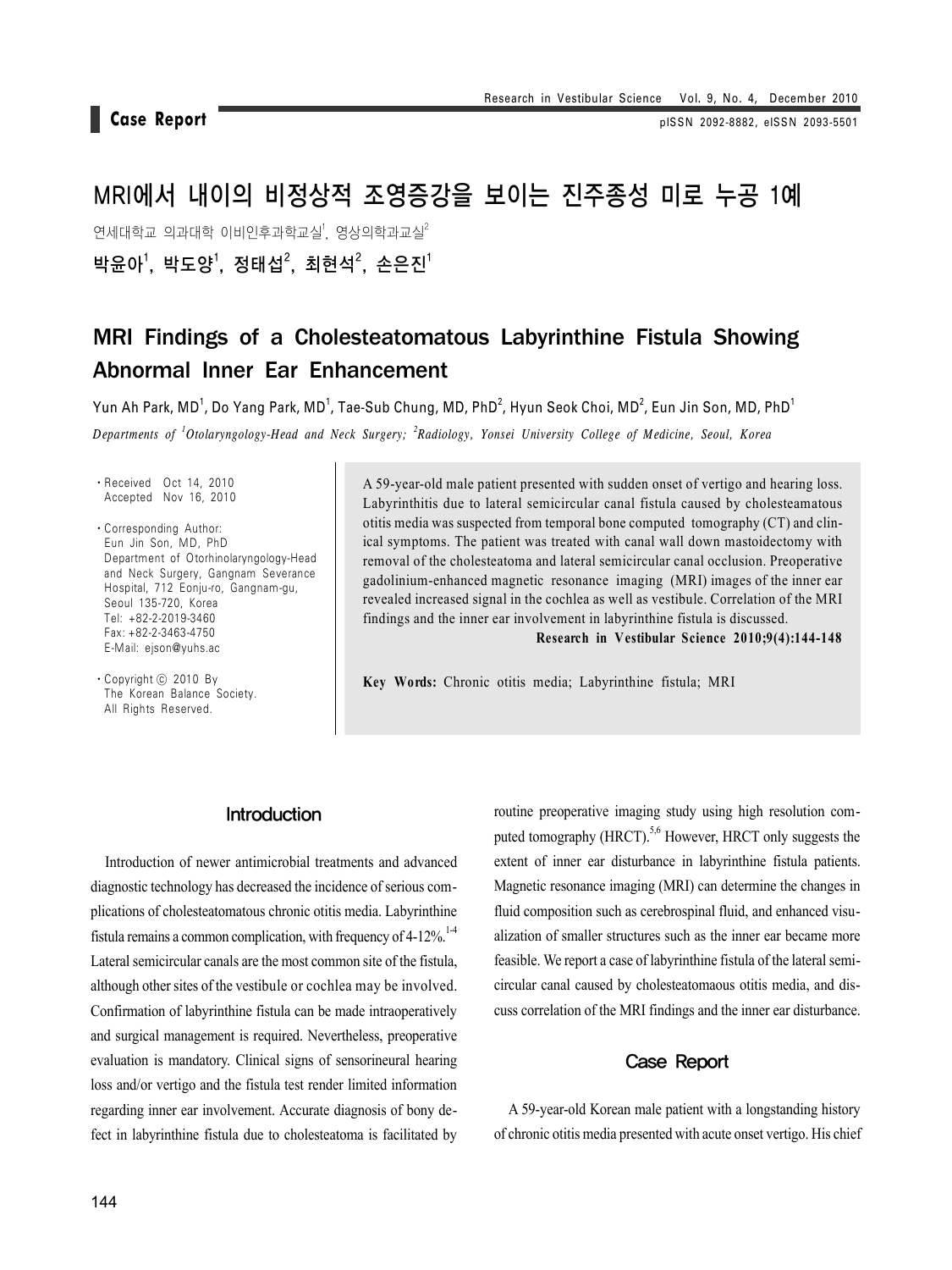**Case Report**

# MRI에서 내이의 비정상적 조영증강을 보이는 진주종성 미로 누공 1예

연세대학교 의과대학 이비인후과학교실[1], 영상의학과교실[2]

**박윤아[1], 박도양[1], 정태섭[2], 최현석[2], 손은진[1]**

# MRI Findings of a Cholesteatomatous Labyrinthine Fistula Showing Abnormal Inner Ear Enhancement

Yun Ah Park, MD[1], Do Yang Park, MD[1], Tae-Sub Chung, MD, PhD[2], Hyun Seok Choi, MD[2], Eun Jin Son, MD, PhD[1]

*Departments of [1]Otolaryngology-Head and Neck Surgery; [2]Radiology, Yonsei University College of Medicine, Seoul, Korea*

- Received Oct 14, 2010
  Accepted Nov 16, 2010
- Corresponding Author:
  Eun Jin Son, MD, PhD
  Department of Otorhinolaryngology-Head and Neck Surgery, Gangnam Severance Hospital, 712 Eonju-ro, Gangnam-gu, Seoul 135-720, Korea
  Tel: +82-2-2019-3460
  Fax: +82-2-3463-4750
  E-Mail: ejson@yuhs.ac
- Copyright ⓒ 2010 By The Korean Balance Society. All Rights Reserved.

A 59-year-old male patient presented with sudden onset of vertigo and hearing loss. Labyrinthitis due to lateral semicircular canal fistula caused by cholesteamatous otitis media was suspected from temporal bone computed tomography (CT) and clinical symptoms. The patient was treated with canal wall down mastoidectomy with removal of the cholesteatoma and lateral semicircular canal occlusion. Preoperative gadolinium-enhanced magnetic resonance imaging (MRI) images of the inner ear revealed increased signal in the cochlea as well as vestibule. Correlation of the MRI findings and the inner ear involvement in labyrinthine fistula is discussed.

**Research in Vestibular Science 2010;9(4):144-148**

**Key Words:** Chronic otitis media; Labyrinthine fistula; MRI

## Introduction

Introduction of newer antimicrobial treatments and advanced diagnostic technology has decreased the incidence of serious complications of cholesteatomatous chronic otitis media. Labyrinthine fistula remains a common complication, with frequency of 4-12%.[1-4] Lateral semicircular canals are the most common site of the fistula, although other sites of the vestibule or cochlea may be involved. Confirmation of labyrinthine fistula can be made intraoperatively and surgical management is required. Nevertheless, preoperative evaluation is mandatory. Clinical signs of sensorineural hearing loss and/or vertigo and the fistula test render limited information regarding inner ear involvement. Accurate diagnosis of bony defect in labyrinthine fistula due to cholesteatoma is facilitated by routine preoperative imaging study using high resolution computed tomography (HRCT).[5,6] However, HRCT only suggests the extent of inner ear disturbance in labyrinthine fistula patients. Magnetic resonance imaging (MRI) can determine the changes in fluid composition such as cerebrospinal fluid, and enhanced visualization of smaller structures such as the inner ear became more feasible. We report a case of labyrinthine fistula of the lateral semicircular canal caused by cholesteatomaous otitis media, and discuss correlation of the MRI findings and the inner ear disturbance.

## Case Report

A 59-year-old Korean male patient with a longstanding history of chronic otitis media presented with acute onset vertigo. His chief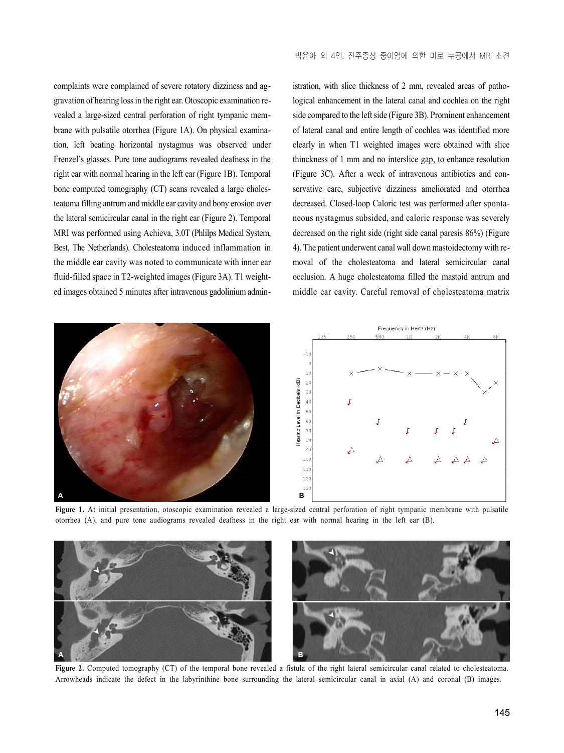complaints were complained of severe rotatory dizziness and aggravation of hearing loss in the right ear. Otoscopic examination revealed a large-sized central perforation of right tympanic membrane with pulsatile otorrhea (Figure 1A). On physical examination, left beating horizontal nystagmus was observed under Frenzel's glasses. Pure tone audiograms revealed deafness in the right ear with normal hearing in the left ear (Figure 1B). Temporal bone computed tomography (CT) scans revealed a large cholesteatoma filling antrum and middle ear cavity and bony erosion over the lateral semicircular canal in the right ear (Figure 2). Temporal MRI was performed using Achieva, 3.0T (Philips Medical System, Best, The Netherlands). Cholesteatoma induced inflammation in the middle ear cavity was noted to communicate with inner ear fluid-filled space in T2-weighted images (Figure 3A). T1 weighted images obtained 5 minutes after intravenous gadolinium administration, with slice thickness of 2 mm, revealed areas of pathological enhancement in the lateral canal and cochlea on the right side compared to the left side (Figure 3B). Prominent enhancement of lateral canal and entire length of cochlea was identified more clearly in when T1 weighted images were obtained with slice thinckness of 1 mm and no interslice gap, to enhance resolution (Figure 3C). After a week of intravenous antibiotics and conservative care, subjective dizziness ameliorated and otorrhea decreased. Closed-loop Caloric test was performed after spontaneous nystagmus subsided, and caloric response was severely decreased on the right side (right side canal paresis 86%) (Figure 4). The patient underwent canal wall down mastoidectomy with removal of the cholesteatoma and lateral semicircular canal occlusion. A huge cholesteatoma filled the mastoid antrum and middle ear cavity. Careful removal of cholesteatoma matrix

A

Frequency in Hertz (Hz)

125 250 500 1K 2K 4K 8K

Hearing Level in Decibels (dB)

-10 0 10 20 30 40 50 60 70 80 90 100 110 120 130

B

**Figure 1.** At initial presentation, otoscopic examination revealed a large-sized central perforation of right tympanic membrane with pulsatile otorrhea (A), and pure tone audiograms revealed deafness in the right ear with normal hearing in the left ear (B).

A

B

**Figure 2.** Computed tomography (CT) of the temporal bone revealed a fistula of the right lateral semicircular canal related to cholesteatoma. Arrowheads indicate the defect in the labyrinthine bone surrounding the lateral semicircular canal in axial (A) and coronal (B) images.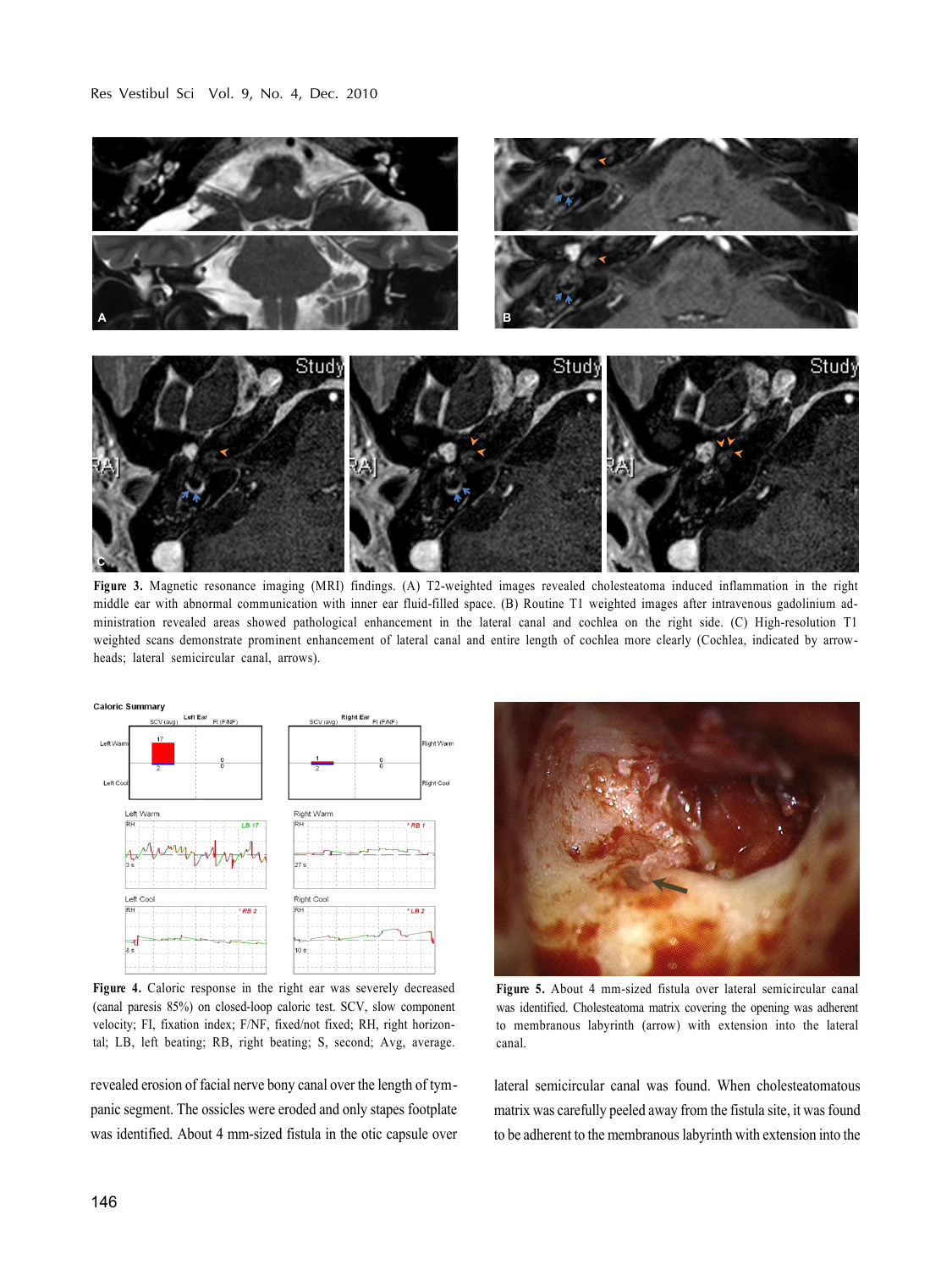**Figure 3.** Magnetic resonance imaging (MRI) findings. (A) T2-weighted images revealed cholesteatoma induced inflammation in the right middle ear with abnormal communication with inner ear fluid-filled space. (B) Routine T1 weighted images after intravenous gadolinium administration revealed areas showed pathological enhancement in the lateral canal and cochlea on the right side. (C) High-resolution T1 weighted scans demonstrate prominent enhancement of lateral canal and entire length of cochlea more clearly (Cochlea, indicated by arrowheads; lateral semicircular canal, arrows).

Caloric Summary

Left Ear

SCV (avg)

FI (F/NF)

Left Warm

Left Cool

17

2

0

0

Right Ear

SCV (avg)

FI (F/NF)

Right Warm

Right Cool

1

2

0

0

Left Warm

RH

LB 17

3 s

Right Warm

RH

* RB 1

27 s

Left Cool

RH

* RB 2

8 s

Right Cool

RH

* LB 2

10 s

**Figure 4.** Caloric response in the right ear was severely decreased (canal paresis 85%) on closed-loop caloric test. SCV, slow component velocity; FI, fixation index; F/NF, fixed/not fixed; RH, right horizontal; LB, left beating; RB, right beating; S, second; Avg, average.

**Figure 5.** About 4 mm-sized fistula over lateral semicircular canal was identified. Cholesteatoma matrix covering the opening was adherent to membranous labyrinth (arrow) with extension into the lateral canal.

revealed erosion of facial nerve bony canal over the length of tympanic segment. The ossicles were eroded and only stapes footplate was identified. About 4 mm-sized fistula in the otic capsule over lateral semicircular canal was found. When cholesteatomatous matrix was carefully peeled away from the fistula site, it was found to be adherent to the membranous labyrinth with extension into the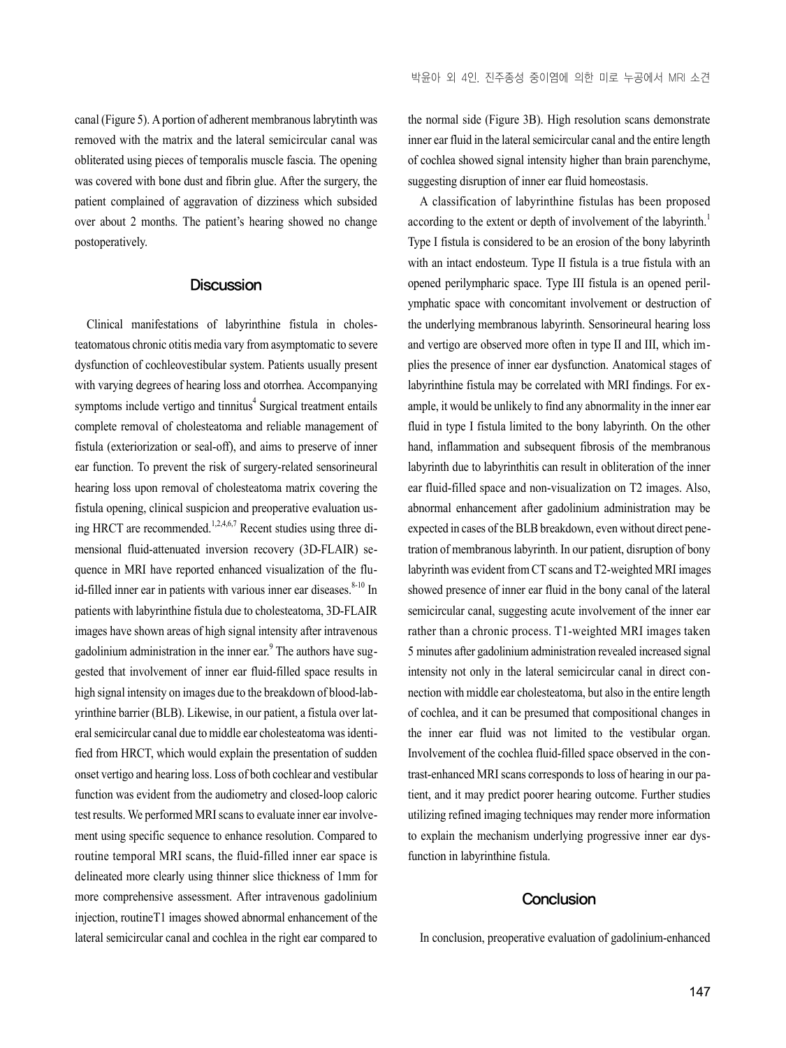canal (Figure 5). A portion of adherent membranous labrytinth was removed with the matrix and the lateral semicircular canal was obliterated using pieces of temporalis muscle fascia. The opening was covered with bone dust and fibrin glue. After the surgery, the patient complained of aggravation of dizziness which subsided over about 2 months. The patient's hearing showed no change postoperatively.

## Discussion

Clinical manifestations of labyrinthine fistula in cholesteatomatous chronic otitis media vary from asymptomatic to severe dysfunction of cochleovestibular system. Patients usually present with varying degrees of hearing loss and otorrhea. Accompanying symptoms include vertigo and tinnitus[4] Surgical treatment entails complete removal of cholesteatoma and reliable management of fistula (exteriorization or seal-off), and aims to preserve of inner ear function. To prevent the risk of surgery-related sensorineural hearing loss upon removal of cholesteatoma matrix covering the fistula opening, clinical suspicion and preoperative evaluation using HRCT are recommended.[1,2,4,6,7] Recent studies using three dimensional fluid-attenuated inversion recovery (3D-FLAIR) sequence in MRI have reported enhanced visualization of the fluid-filled inner ear in patients with various inner ear diseases.[8-10] In patients with labyrinthine fistula due to cholesteatoma, 3D-FLAIR images have shown areas of high signal intensity after intravenous gadolinium administration in the inner ear.[9] The authors have suggested that involvement of inner ear fluid-filled space results in high signal intensity on images due to the breakdown of blood-labyrinthine barrier (BLB). Likewise, in our patient, a fistula over lateral semicircular canal due to middle ear cholesteatoma was identified from HRCT, which would explain the presentation of sudden onset vertigo and hearing loss. Loss of both cochlear and vestibular function was evident from the audiometry and closed-loop caloric test results. We performed MRI scans to evaluate inner ear involvement using specific sequence to enhance resolution. Compared to routine temporal MRI scans, the fluid-filled inner ear space is delineated more clearly using thinner slice thickness of 1mm for more comprehensive assessment. After intravenous gadolinium injection, routineT1 images showed abnormal enhancement of the lateral semicircular canal and cochlea in the right ear compared to the normal side (Figure 3B). High resolution scans demonstrate inner ear fluid in the lateral semicircular canal and the entire length of cochlea showed signal intensity higher than brain parenchyme, suggesting disruption of inner ear fluid homeostasis.

A classification of labyrinthine fistulas has been proposed according to the extent or depth of involvement of the labyrinth.[1] Type I fistula is considered to be an erosion of the bony labyrinth with an intact endosteum. Type II fistula is a true fistula with an opened perilympharic space. Type III fistula is an opened perilymphatic space with concomitant involvement or destruction of the underlying membranous labyrinth. Sensorineural hearing loss and vertigo are observed more often in type II and III, which implies the presence of inner ear dysfunction. Anatomical stages of labyrinthine fistula may be correlated with MRI findings. For example, it would be unlikely to find any abnormality in the inner ear fluid in type I fistula limited to the bony labyrinth. On the other hand, inflammation and subsequent fibrosis of the membranous labyrinth due to labyrinthitis can result in obliteration of the inner ear fluid-filled space and non-visualization on T2 images. Also, abnormal enhancement after gadolinium administration may be expected in cases of the BLB breakdown, even without direct penetration of membranous labyrinth. In our patient, disruption of bony labyrinth was evident from CT scans and T2-weighted MRI images showed presence of inner ear fluid in the bony canal of the lateral semicircular canal, suggesting acute involvement of the inner ear rather than a chronic process. T1-weighted MRI images taken 5 minutes after gadolinium administration revealed increased signal intensity not only in the lateral semicircular canal in direct connection with middle ear cholesteatoma, but also in the entire length of cochlea, and it can be presumed that compositional changes in the inner ear fluid was not limited to the vestibular organ. Involvement of the cochlea fluid-filled space observed in the contrast-enhanced MRI scans corresponds to loss of hearing in our patient, and it may predict poorer hearing outcome. Further studies utilizing refined imaging techniques may render more information to explain the mechanism underlying progressive inner ear dysfunction in labyrinthine fistula.

## Conclusion

In conclusion, preoperative evaluation of gadolinium-enhanced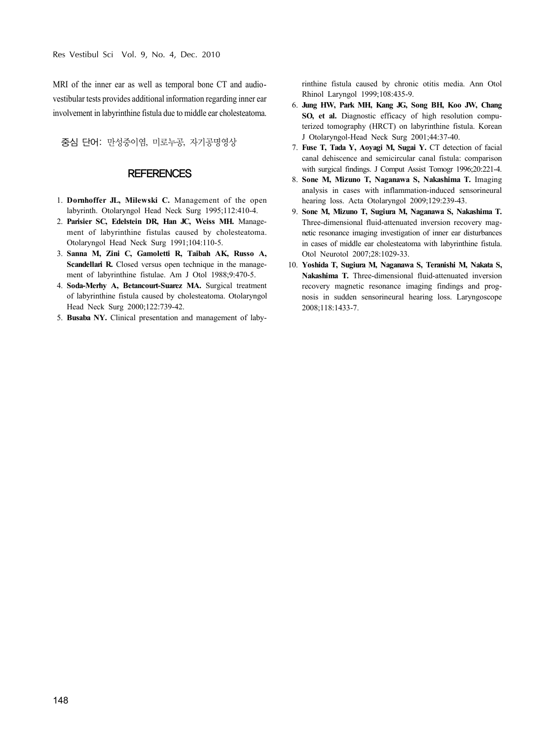MRI of the inner ear as well as temporal bone CT and audiovestibular tests provides additional information regarding inner ear involvement in labyrinthine fistula due to middle ear cholesteatoma.

중심 단어: 만성중이염, 미로누공, 자기공명영상

## REFERENCES

1. **Dornhoffer JL, Milewski C.** Management of the open labyrinth. Otolaryngol Head Neck Surg 1995;112:410-4.
2. **Parisier SC, Edelstein DR, Han JC, Weiss MH.** Management of labyrinthine fistulas caused by cholesteatoma. Otolaryngol Head Neck Surg 1991;104:110-5.
3. **Sanna M, Zini C, Gamoletti R, Taibah AK, Russo A, Scandellari R.** Closed versus open technique in the management of labyrinthine fistulae. Am J Otol 1988;9:470-5.
4. **Soda-Merhy A, Betancourt-Suarez MA.** Surgical treatment of labyrinthine fistula caused by cholesteatoma. Otolaryngol Head Neck Surg 2000;122:739-42.
5. **Busaba NY.** Clinical presentation and management of labyrinthine fistula caused by chronic otitis media. Ann Otol Rhinol Laryngol 1999;108:435-9.
6. **Jung HW, Park MH, Kang JG, Song BH, Koo JW, Chang SO, et al.** Diagnostic efficacy of high resolution computerized tomography (HRCT) on labyrinthine fistula. Korean J Otolaryngol-Head Neck Surg 2001;44:37-40.
7. **Fuse T, Tada Y, Aoyagi M, Sugai Y.** CT detection of facial canal dehiscence and semicircular canal fistula: comparison with surgical findings. J Comput Assist Tomogr 1996;20:221-4.
8. **Sone M, Mizuno T, Naganawa S, Nakashima T.** Imaging analysis in cases with inflammation-induced sensorineural hearing loss. Acta Otolaryngol 2009;129:239-43.
9. **Sone M, Mizuno T, Sugiura M, Naganawa S, Nakashima T.** Three-dimensional fluid-attenuated inversion recovery magnetic resonance imaging investigation of inner ear disturbances in cases of middle ear cholesteatoma with labyrinthine fistula. Otol Neurotol 2007;28:1029-33.
10. **Yoshida T, Sugiura M, Naganawa S, Teranishi M, Nakata S, Nakashima T.** Three-dimensional fluid-attenuated inversion recovery magnetic resonance imaging findings and prognosis in sudden sensorineural hearing loss. Laryngoscope 2008;118:1433-7.